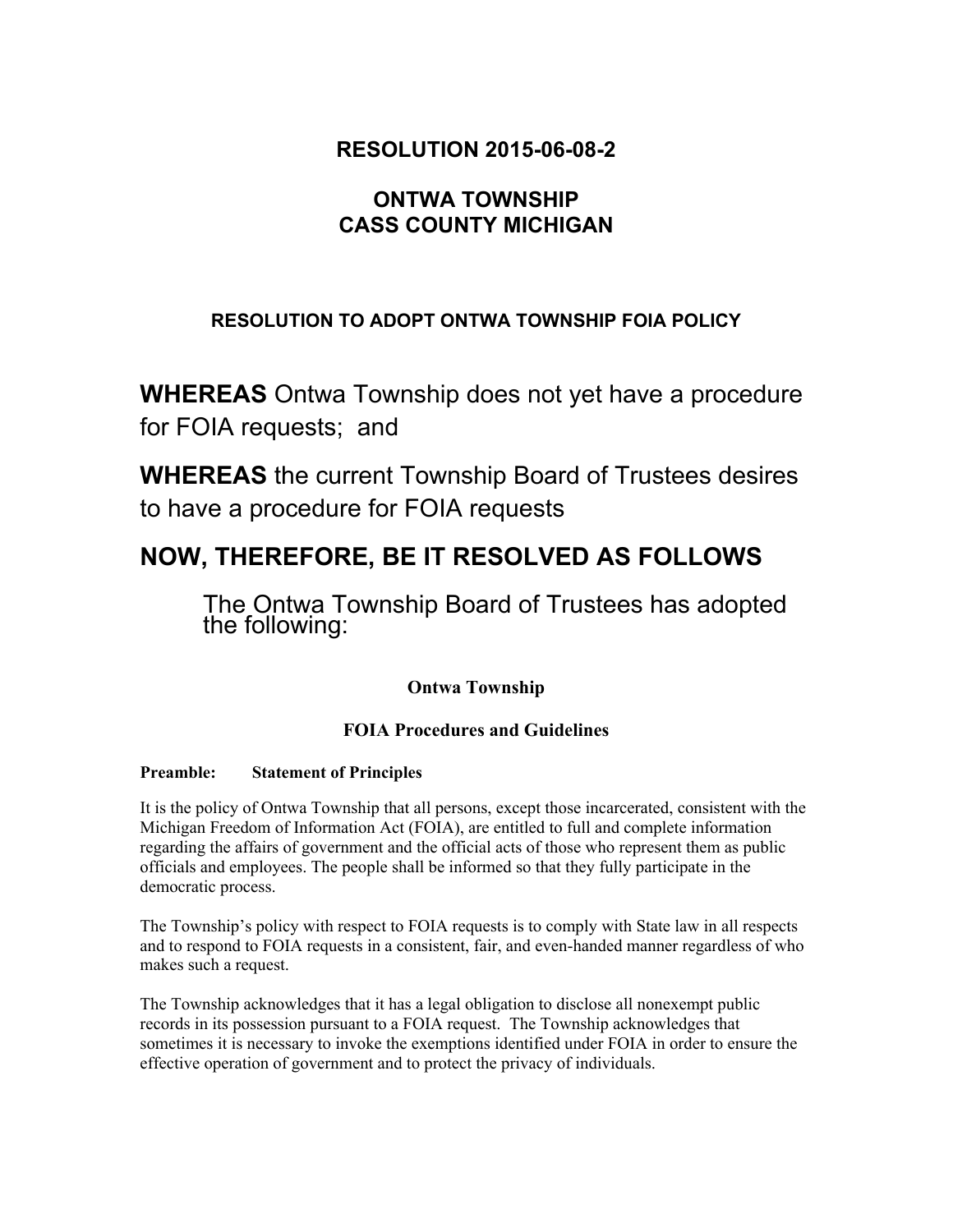# RESOLUTION 2015-06-08-2

## ONTWA TOWNSHIP
## CASS COUNTY MICHIGAN

### RESOLUTION TO ADOPT ONTWA TOWNSHIP FOIA POLICY

**WHEREAS** Ontwa Township does not yet have a procedure for FOIA requests; and

**WHEREAS** the current Township Board of Trustees desires to have a procedure for FOIA requests

## NOW, THEREFORE, BE IT RESOLVED AS FOLLOWS

The Ontwa Township Board of Trustees has adopted the following:

**Ontwa Township**

**FOIA Procedures and Guidelines**

**Preamble: Statement of Principles**

It is the policy of Ontwa Township that all persons, except those incarcerated, consistent with the Michigan Freedom of Information Act (FOIA), are entitled to full and complete information regarding the affairs of government and the official acts of those who represent them as public officials and employees. The people shall be informed so that they fully participate in the democratic process.

The Township's policy with respect to FOIA requests is to comply with State law in all respects and to respond to FOIA requests in a consistent, fair, and even-handed manner regardless of who makes such a request.

The Township acknowledges that it has a legal obligation to disclose all nonexempt public records in its possession pursuant to a FOIA request. The Township acknowledges that sometimes it is necessary to invoke the exemptions identified under FOIA in order to ensure the effective operation of government and to protect the privacy of individuals.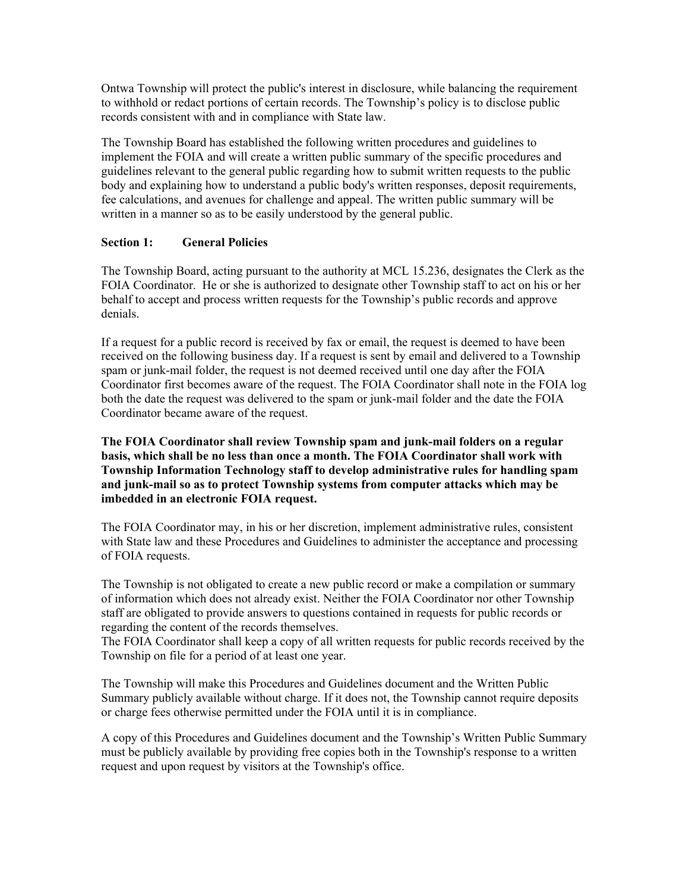Ontwa Township will protect the public's interest in disclosure, while balancing the requirement to withhold or redact portions of certain records. The Township's policy is to disclose public records consistent with and in compliance with State law.

The Township Board has established the following written procedures and guidelines to implement the FOIA and will create a written public summary of the specific procedures and guidelines relevant to the general public regarding how to submit written requests to the public body and explaining how to understand a public body's written responses, deposit requirements, fee calculations, and avenues for challenge and appeal. The written public summary will be written in a manner so as to be easily understood by the general public.

## Section 1: General Policies

The Township Board, acting pursuant to the authority at MCL 15.236, designates the Clerk as the FOIA Coordinator. He or she is authorized to designate other Township staff to act on his or her behalf to accept and process written requests for the Township's public records and approve denials.

If a request for a public record is received by fax or email, the request is deemed to have been received on the following business day. If a request is sent by email and delivered to a Township spam or junk-mail folder, the request is not deemed received until one day after the FOIA Coordinator first becomes aware of the request. The FOIA Coordinator shall note in the FOIA log both the date the request was delivered to the spam or junk-mail folder and the date the FOIA Coordinator became aware of the request.

**The FOIA Coordinator shall review Township spam and junk-mail folders on a regular basis, which shall be no less than once a month. The FOIA Coordinator shall work with Township Information Technology staff to develop administrative rules for handling spam and junk-mail so as to protect Township systems from computer attacks which may be imbedded in an electronic FOIA request.**

The FOIA Coordinator may, in his or her discretion, implement administrative rules, consistent with State law and these Procedures and Guidelines to administer the acceptance and processing of FOIA requests.

The Township is not obligated to create a new public record or make a compilation or summary of information which does not already exist. Neither the FOIA Coordinator nor other Township staff are obligated to provide answers to questions contained in requests for public records or regarding the content of the records themselves.

The FOIA Coordinator shall keep a copy of all written requests for public records received by the Township on file for a period of at least one year.

The Township will make this Procedures and Guidelines document and the Written Public Summary publicly available without charge. If it does not, the Township cannot require deposits or charge fees otherwise permitted under the FOIA until it is in compliance.

A copy of this Procedures and Guidelines document and the Township's Written Public Summary must be publicly available by providing free copies both in the Township's response to a written request and upon request by visitors at the Township's office.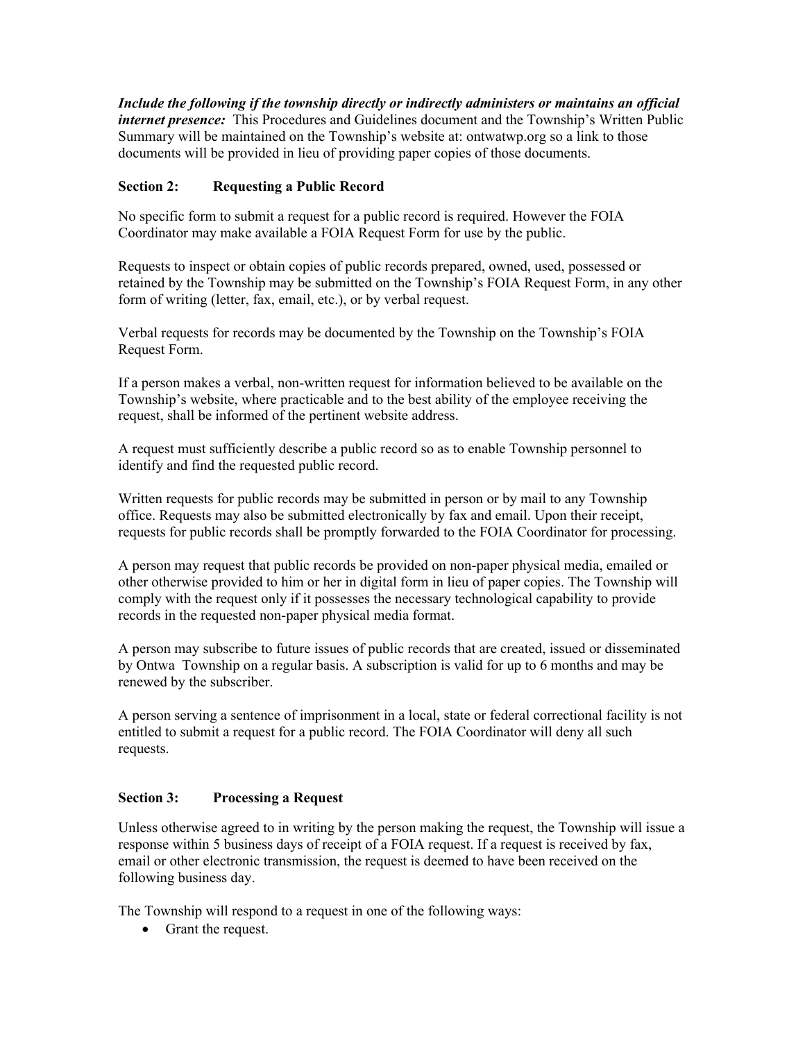***Include the following if the township directly or indirectly administers or maintains an official internet presence:*** This Procedures and Guidelines document and the Township's Written Public Summary will be maintained on the Township's website at: ontwatwp.org so a link to those documents will be provided in lieu of providing paper copies of those documents.

## Section 2: Requesting a Public Record

No specific form to submit a request for a public record is required. However the FOIA Coordinator may make available a FOIA Request Form for use by the public.

Requests to inspect or obtain copies of public records prepared, owned, used, possessed or retained by the Township may be submitted on the Township's FOIA Request Form, in any other form of writing (letter, fax, email, etc.), or by verbal request.

Verbal requests for records may be documented by the Township on the Township's FOIA Request Form.

If a person makes a verbal, non-written request for information believed to be available on the Township's website, where practicable and to the best ability of the employee receiving the request, shall be informed of the pertinent website address.

A request must sufficiently describe a public record so as to enable Township personnel to identify and find the requested public record.

Written requests for public records may be submitted in person or by mail to any Township office. Requests may also be submitted electronically by fax and email. Upon their receipt, requests for public records shall be promptly forwarded to the FOIA Coordinator for processing.

A person may request that public records be provided on non-paper physical media, emailed or other otherwise provided to him or her in digital form in lieu of paper copies. The Township will comply with the request only if it possesses the necessary technological capability to provide records in the requested non-paper physical media format.

A person may subscribe to future issues of public records that are created, issued or disseminated by Ontwa Township on a regular basis. A subscription is valid for up to 6 months and may be renewed by the subscriber.

A person serving a sentence of imprisonment in a local, state or federal correctional facility is not entitled to submit a request for a public record. The FOIA Coordinator will deny all such requests.

## Section 3: Processing a Request

Unless otherwise agreed to in writing by the person making the request, the Township will issue a response within 5 business days of receipt of a FOIA request. If a request is received by fax, email or other electronic transmission, the request is deemed to have been received on the following business day.

The Township will respond to a request in one of the following ways:

- Grant the request.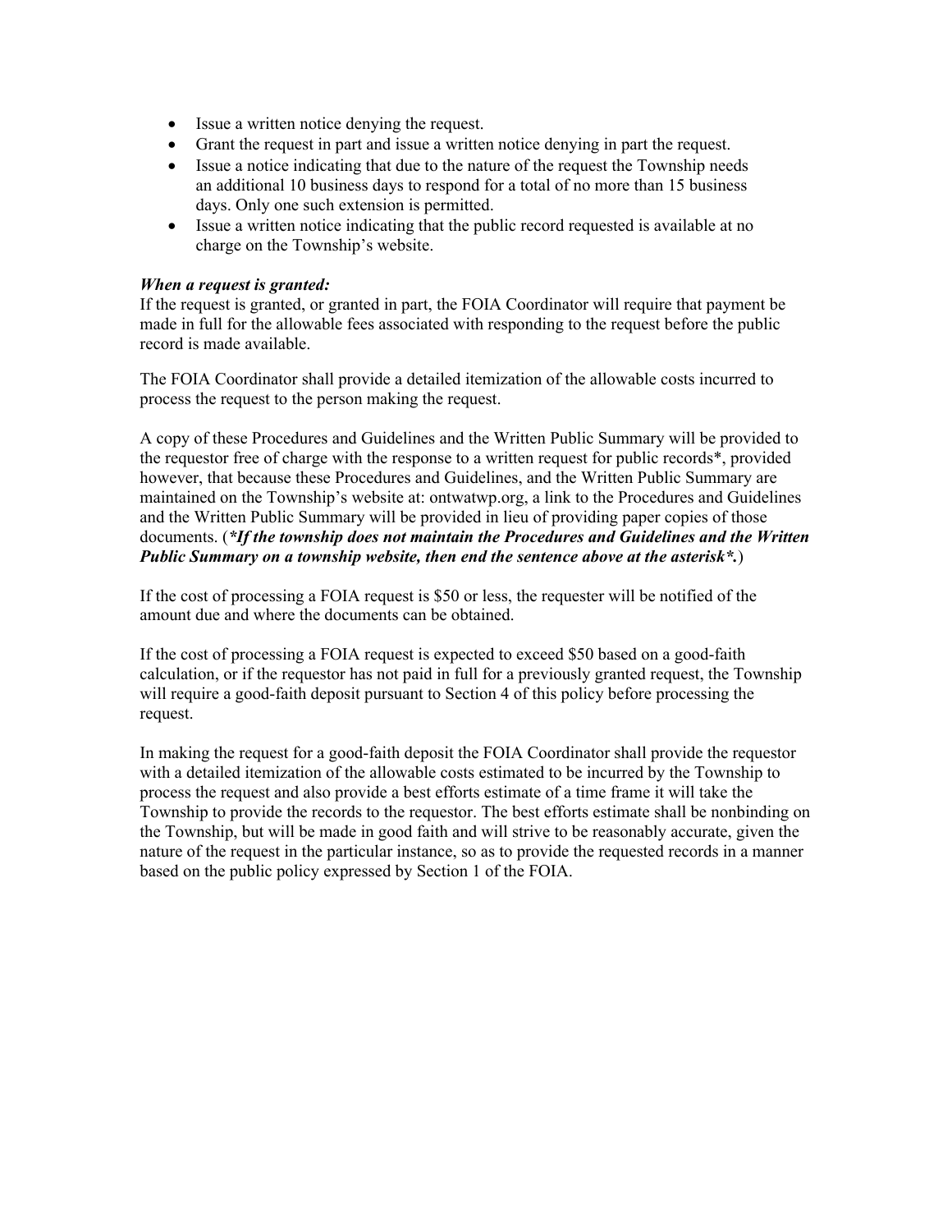- Issue a written notice denying the request.
- Grant the request in part and issue a written notice denying in part the request.
- Issue a notice indicating that due to the nature of the request the Township needs an additional 10 business days to respond for a total of no more than 15 business days. Only one such extension is permitted.
- Issue a written notice indicating that the public record requested is available at no charge on the Township's website.

***When a request is granted:***
If the request is granted, or granted in part, the FOIA Coordinator will require that payment be made in full for the allowable fees associated with responding to the request before the public record is made available.

The FOIA Coordinator shall provide a detailed itemization of the allowable costs incurred to process the request to the person making the request.

A copy of these Procedures and Guidelines and the Written Public Summary will be provided to the requestor free of charge with the response to a written request for public records*, provided however, that because these Procedures and Guidelines, and the Written Public Summary are maintained on the Township's website at: ontwatwp.org, a link to the Procedures and Guidelines and the Written Public Summary will be provided in lieu of providing paper copies of those documents. (***\*If the township does not maintain the Procedures and Guidelines and the Written Public Summary on a township website, then end the sentence above at the asterisk\*.***)

If the cost of processing a FOIA request is $50 or less, the requester will be notified of the amount due and where the documents can be obtained.

If the cost of processing a FOIA request is expected to exceed $50 based on a good-faith calculation, or if the requestor has not paid in full for a previously granted request, the Township will require a good-faith deposit pursuant to Section 4 of this policy before processing the request.

In making the request for a good-faith deposit the FOIA Coordinator shall provide the requestor with a detailed itemization of the allowable costs estimated to be incurred by the Township to process the request and also provide a best efforts estimate of a time frame it will take the Township to provide the records to the requestor. The best efforts estimate shall be nonbinding on the Township, but will be made in good faith and will strive to be reasonably accurate, given the nature of the request in the particular instance, so as to provide the requested records in a manner based on the public policy expressed by Section 1 of the FOIA.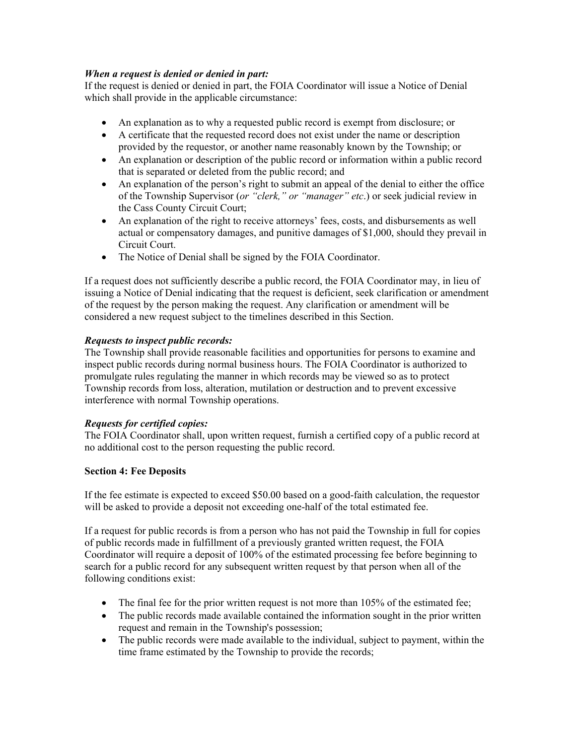***When a request is denied or denied in part:***

If the request is denied or denied in part, the FOIA Coordinator will issue a Notice of Denial which shall provide in the applicable circumstance:

- An explanation as to why a requested public record is exempt from disclosure; or
- A certificate that the requested record does not exist under the name or description provided by the requestor, or another name reasonably known by the Township; or
- An explanation or description of the public record or information within a public record that is separated or deleted from the public record; and
- An explanation of the person's right to submit an appeal of the denial to either the office of the Township Supervisor (*or "clerk," or "manager" etc*.) or seek judicial review in the Cass County Circuit Court;
- An explanation of the right to receive attorneys' fees, costs, and disbursements as well actual or compensatory damages, and punitive damages of $1,000, should they prevail in Circuit Court.
- The Notice of Denial shall be signed by the FOIA Coordinator.

If a request does not sufficiently describe a public record, the FOIA Coordinator may, in lieu of issuing a Notice of Denial indicating that the request is deficient, seek clarification or amendment of the request by the person making the request. Any clarification or amendment will be considered a new request subject to the timelines described in this Section.

***Requests to inspect public records:***

The Township shall provide reasonable facilities and opportunities for persons to examine and inspect public records during normal business hours. The FOIA Coordinator is authorized to promulgate rules regulating the manner in which records may be viewed so as to protect Township records from loss, alteration, mutilation or destruction and to prevent excessive interference with normal Township operations.

***Requests for certified copies:***

The FOIA Coordinator shall, upon written request, furnish a certified copy of a public record at no additional cost to the person requesting the public record.

**Section 4: Fee Deposits**

If the fee estimate is expected to exceed $50.00 based on a good-faith calculation, the requestor will be asked to provide a deposit not exceeding one-half of the total estimated fee.

If a request for public records is from a person who has not paid the Township in full for copies of public records made in fulfillment of a previously granted written request, the FOIA Coordinator will require a deposit of 100% of the estimated processing fee before beginning to search for a public record for any subsequent written request by that person when all of the following conditions exist:

- The final fee for the prior written request is not more than 105% of the estimated fee;
- The public records made available contained the information sought in the prior written request and remain in the Township's possession;
- The public records were made available to the individual, subject to payment, within the time frame estimated by the Township to provide the records;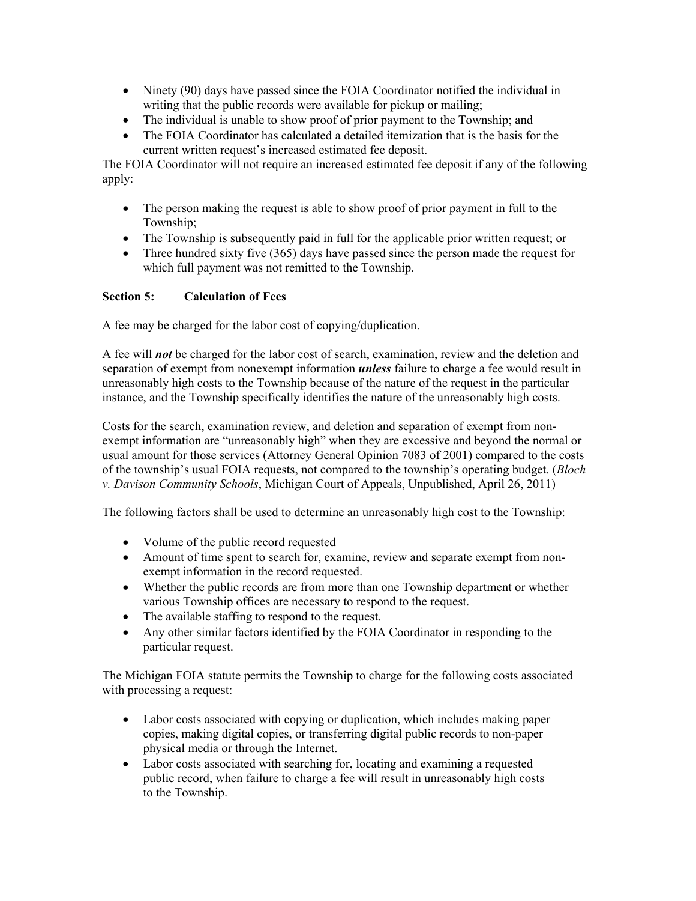- Ninety (90) days have passed since the FOIA Coordinator notified the individual in writing that the public records were available for pickup or mailing;
- The individual is unable to show proof of prior payment to the Township; and
- The FOIA Coordinator has calculated a detailed itemization that is the basis for the current written request's increased estimated fee deposit.

The FOIA Coordinator will not require an increased estimated fee deposit if any of the following apply:

- The person making the request is able to show proof of prior payment in full to the Township;
- The Township is subsequently paid in full for the applicable prior written request; or
- Three hundred sixty five (365) days have passed since the person made the request for which full payment was not remitted to the Township.

### Section 5: Calculation of Fees

A fee may be charged for the labor cost of copying/duplication.

A fee will ***not*** be charged for the labor cost of search, examination, review and the deletion and separation of exempt from nonexempt information ***unless*** failure to charge a fee would result in unreasonably high costs to the Township because of the nature of the request in the particular instance, and the Township specifically identifies the nature of the unreasonably high costs.

Costs for the search, examination review, and deletion and separation of exempt from non-exempt information are "unreasonably high" when they are excessive and beyond the normal or usual amount for those services (Attorney General Opinion 7083 of 2001) compared to the costs of the township's usual FOIA requests, not compared to the township's operating budget. (*Bloch v. Davison Community Schools*, Michigan Court of Appeals, Unpublished, April 26, 2011)

The following factors shall be used to determine an unreasonably high cost to the Township:

- Volume of the public record requested
- Amount of time spent to search for, examine, review and separate exempt from non-exempt information in the record requested.
- Whether the public records are from more than one Township department or whether various Township offices are necessary to respond to the request.
- The available staffing to respond to the request.
- Any other similar factors identified by the FOIA Coordinator in responding to the particular request.

The Michigan FOIA statute permits the Township to charge for the following costs associated with processing a request:

- Labor costs associated with copying or duplication, which includes making paper copies, making digital copies, or transferring digital public records to non-paper physical media or through the Internet.
- Labor costs associated with searching for, locating and examining a requested public record, when failure to charge a fee will result in unreasonably high costs to the Township.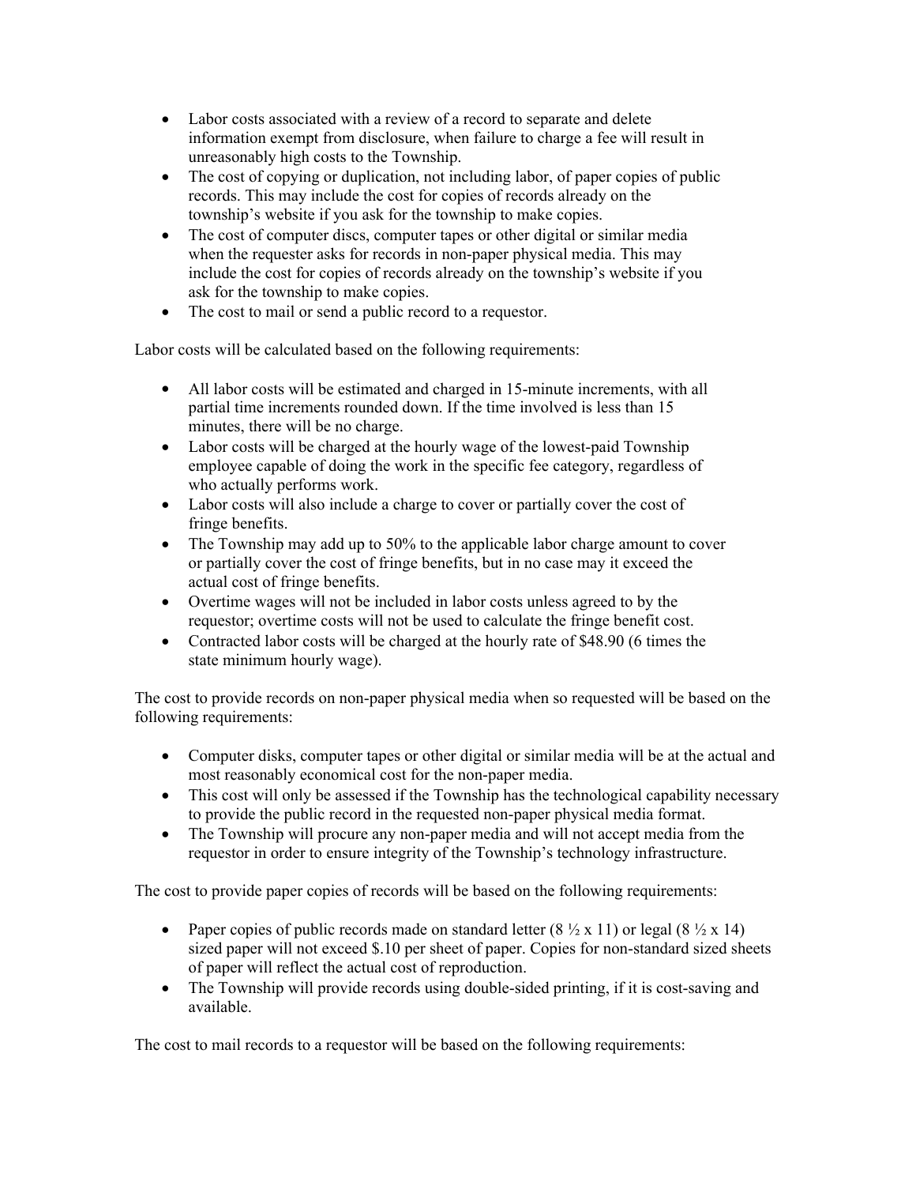- Labor costs associated with a review of a record to separate and delete information exempt from disclosure, when failure to charge a fee will result in unreasonably high costs to the Township.
- The cost of copying or duplication, not including labor, of paper copies of public records. This may include the cost for copies of records already on the township's website if you ask for the township to make copies.
- The cost of computer discs, computer tapes or other digital or similar media when the requester asks for records in non-paper physical media. This may include the cost for copies of records already on the township's website if you ask for the township to make copies.
- The cost to mail or send a public record to a requestor.

Labor costs will be calculated based on the following requirements:

- All labor costs will be estimated and charged in 15-minute increments, with all partial time increments rounded down. If the time involved is less than 15 minutes, there will be no charge.
- Labor costs will be charged at the hourly wage of the lowest-paid Township employee capable of doing the work in the specific fee category, regardless of who actually performs work.
- Labor costs will also include a charge to cover or partially cover the cost of fringe benefits.
- The Township may add up to 50% to the applicable labor charge amount to cover or partially cover the cost of fringe benefits, but in no case may it exceed the actual cost of fringe benefits.
- Overtime wages will not be included in labor costs unless agreed to by the requestor; overtime costs will not be used to calculate the fringe benefit cost.
- Contracted labor costs will be charged at the hourly rate of $48.90 (6 times the state minimum hourly wage).

The cost to provide records on non-paper physical media when so requested will be based on the following requirements:

- Computer disks, computer tapes or other digital or similar media will be at the actual and most reasonably economical cost for the non-paper media.
- This cost will only be assessed if the Township has the technological capability necessary to provide the public record in the requested non-paper physical media format.
- The Township will procure any non-paper media and will not accept media from the requestor in order to ensure integrity of the Township's technology infrastructure.

The cost to provide paper copies of records will be based on the following requirements:

- Paper copies of public records made on standard letter (8 ½ x 11) or legal (8 ½ x 14) sized paper will not exceed $.10 per sheet of paper. Copies for non-standard sized sheets of paper will reflect the actual cost of reproduction.
- The Township will provide records using double-sided printing, if it is cost-saving and available.

The cost to mail records to a requestor will be based on the following requirements: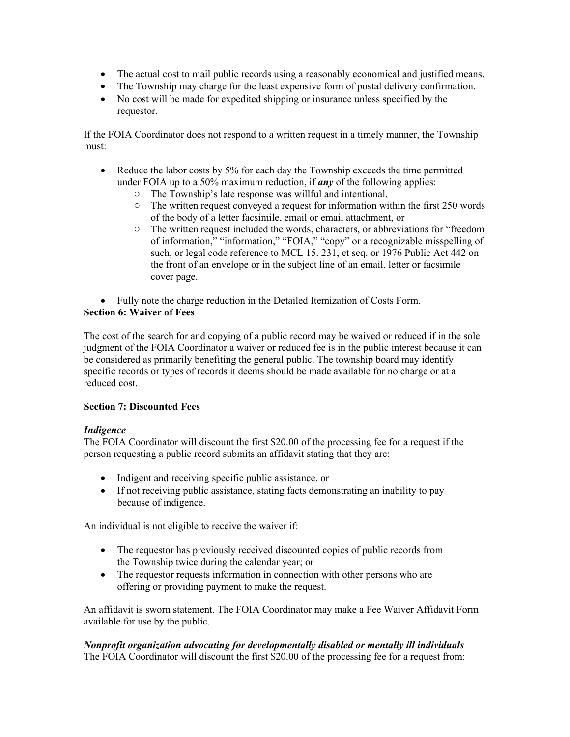- The actual cost to mail public records using a reasonably economical and justified means.
- The Township may charge for the least expensive form of postal delivery confirmation.
- No cost will be made for expedited shipping or insurance unless specified by the requestor.

If the FOIA Coordinator does not respond to a written request in a timely manner, the Township must:

- Reduce the labor costs by 5% for each day the Township exceeds the time permitted under FOIA up to a 50% maximum reduction, if ***any*** of the following applies:
  - The Township's late response was willful and intentional,
  - The written request conveyed a request for information within the first 250 words of the body of a letter facsimile, email or email attachment, or
  - The written request included the words, characters, or abbreviations for "freedom of information," "information," "FOIA," "copy" or a recognizable misspelling of such, or legal code reference to MCL 15. 231, et seq. or 1976 Public Act 442 on the front of an envelope or in the subject line of an email, letter or facsimile cover page.
- Fully note the charge reduction in the Detailed Itemization of Costs Form.

**Section 6: Waiver of Fees**

The cost of the search for and copying of a public record may be waived or reduced if in the sole judgment of the FOIA Coordinator a waiver or reduced fee is in the public interest because it can be considered as primarily benefiting the general public. The township board may identify specific records or types of records it deems should be made available for no charge or at a reduced cost.

**Section 7: Discounted Fees**

***Indigence***

The FOIA Coordinator will discount the first $20.00 of the processing fee for a request if the person requesting public record submits an affidavit stating that they are:

- Indigent and receiving specific public assistance, or
- If not receiving public assistance, stating facts demonstrating an inability to pay because of indigence.

An individual is not eligible to receive the waiver if:

- The requestor has previously received discounted copies of public records from the Township twice during the calendar year; or
- The requestor requests information in connection with other persons who are offering or providing payment to make the request.

An affidavit is sworn statement. The FOIA Coordinator may make a Fee Waiver Affidavit Form available for use by the public.

***Nonprofit organization advocating for developmentally disabled or mentally ill individuals***

The FOIA Coordinator will discount the first $20.00 of the processing fee for a request from: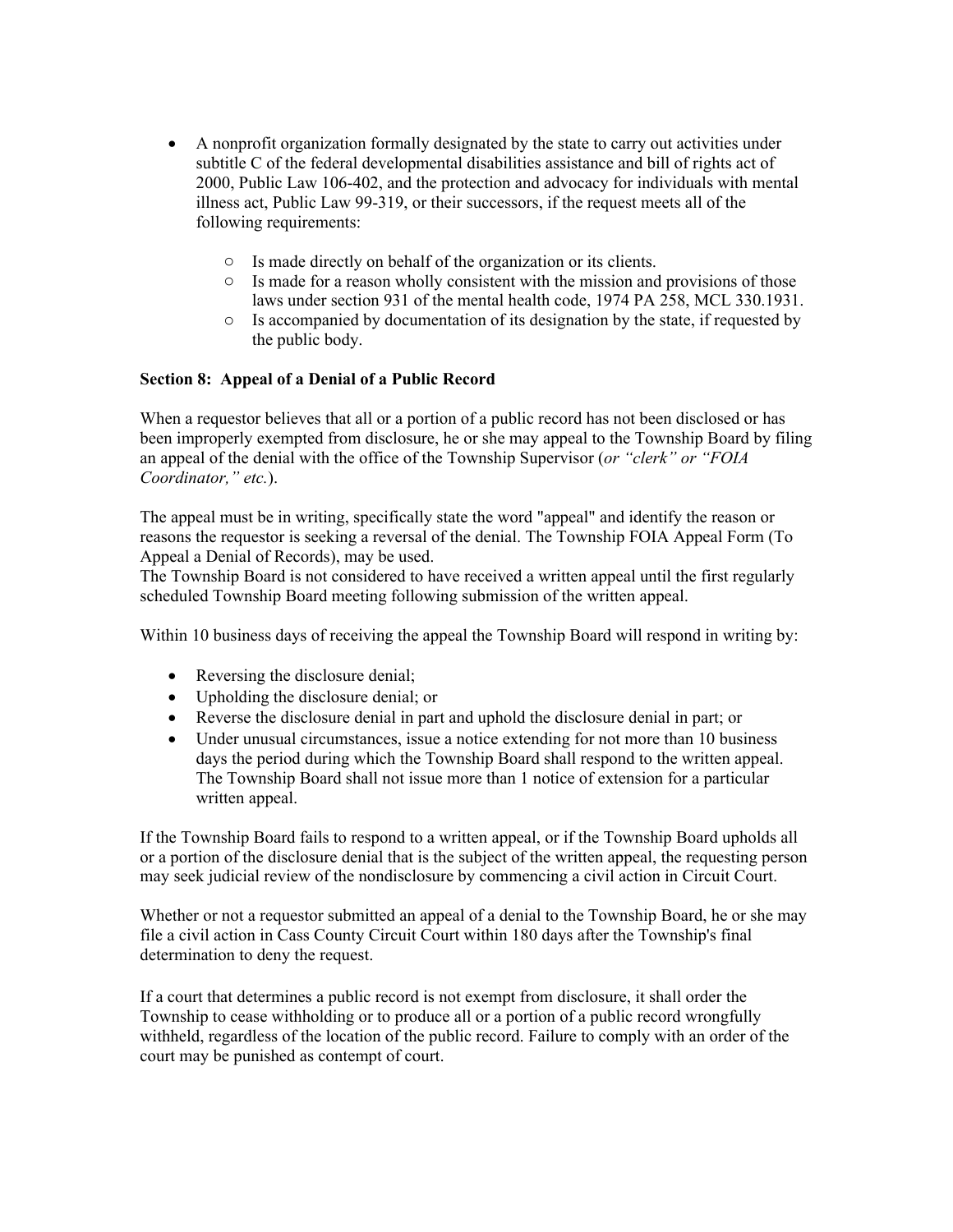- A nonprofit organization formally designated by the state to carry out activities under subtitle C of the federal developmental disabilities assistance and bill of rights act of 2000, Public Law 106-402, and the protection and advocacy for individuals with mental illness act, Public Law 99-319, or their successors, if the request meets all of the following requirements:
  - Is made directly on behalf of the organization or its clients.
  - Is made for a reason wholly consistent with the mission and provisions of those laws under section 931 of the mental health code, 1974 PA 258, MCL 330.1931.
  - Is accompanied by documentation of its designation by the state, if requested by the public body.

**Section 8: Appeal of a Denial of a Public Record**

When a requestor believes that all or a portion of a public record has not been disclosed or has been improperly exempted from disclosure, he or she may appeal to the Township Board by filing an appeal of the denial with the office of the Township Supervisor (*or "clerk" or "FOIA Coordinator," etc.*).

The appeal must be in writing, specifically state the word "appeal" and identify the reason or reasons the requestor is seeking a reversal of the denial. The Township FOIA Appeal Form (To Appeal a Denial of Records), may be used.
The Township Board is not considered to have received a written appeal until the first regularly scheduled Township Board meeting following submission of the written appeal.

Within 10 business days of receiving the appeal the Township Board will respond in writing by:

- Reversing the disclosure denial;
- Upholding the disclosure denial; or
- Reverse the disclosure denial in part and uphold the disclosure denial in part; or
- Under unusual circumstances, issue a notice extending for not more than 10 business days the period during which the Township Board shall respond to the written appeal. The Township Board shall not issue more than 1 notice of extension for a particular written appeal.

If the Township Board fails to respond to a written appeal, or if the Township Board upholds all or a portion of the disclosure denial that is the subject of the written appeal, the requesting person may seek judicial review of the nondisclosure by commencing a civil action in Circuit Court.

Whether or not a requestor submitted an appeal of a denial to the Township Board, he or she may file a civil action in Cass County Circuit Court within 180 days after the Township's final determination to deny the request.

If a court that determines a public record is not exempt from disclosure, it shall order the Township to cease withholding or to produce all or a portion of a public record wrongfully withheld, regardless of the location of the public record. Failure to comply with an order of the court may be punished as contempt of court.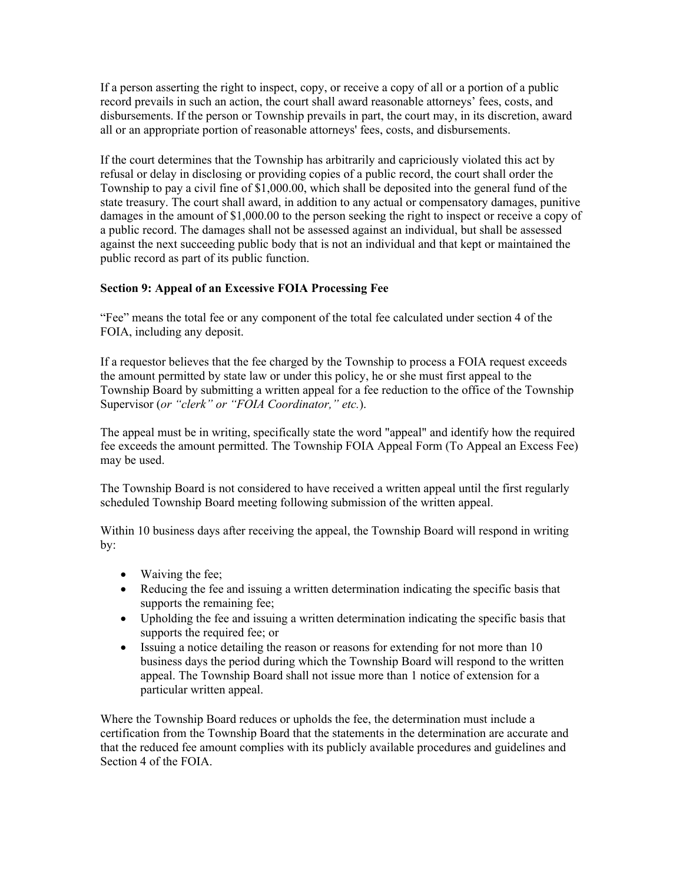If a person asserting the right to inspect, copy, or receive a copy of all or a portion of a public record prevails in such an action, the court shall award reasonable attorneys' fees, costs, and disbursements. If the person or Township prevails in part, the court may, in its discretion, award all or an appropriate portion of reasonable attorneys' fees, costs, and disbursements.

If the court determines that the Township has arbitrarily and capriciously violated this act by refusal or delay in disclosing or providing copies of a public record, the court shall order the Township to pay a civil fine of $1,000.00, which shall be deposited into the general fund of the state treasury. The court shall award, in addition to any actual or compensatory damages, punitive damages in the amount of $1,000.00 to the person seeking the right to inspect or receive a copy of a public record. The damages shall not be assessed against an individual, but shall be assessed against the next succeeding public body that is not an individual and that kept or maintained the public record as part of its public function.

**Section 9: Appeal of an Excessive FOIA Processing Fee**

"Fee" means the total fee or any component of the total fee calculated under section 4 of the FOIA, including any deposit.

If a requestor believes that the fee charged by the Township to process a FOIA request exceeds the amount permitted by state law or under this policy, he or she must first appeal to the Township Board by submitting a written appeal for a fee reduction to the office of the Township Supervisor (*or "clerk" or "FOIA Coordinator," etc.*).

The appeal must be in writing, specifically state the word "appeal" and identify how the required fee exceeds the amount permitted. The Township FOIA Appeal Form (To Appeal an Excess Fee) may be used.

The Township Board is not considered to have received a written appeal until the first regularly scheduled Township Board meeting following submission of the written appeal.

Within 10 business days after receiving the appeal, the Township Board will respond in writing by:

- Waiving the fee;
- Reducing the fee and issuing a written determination indicating the specific basis that supports the remaining fee;
- Upholding the fee and issuing a written determination indicating the specific basis that supports the required fee; or
- Issuing a notice detailing the reason or reasons for extending for not more than 10 business days the period during which the Township Board will respond to the written appeal. The Township Board shall not issue more than 1 notice of extension for a particular written appeal.

Where the Township Board reduces or upholds the fee, the determination must include a certification from the Township Board that the statements in the determination are accurate and that the reduced fee amount complies with its publicly available procedures and guidelines and Section 4 of the FOIA.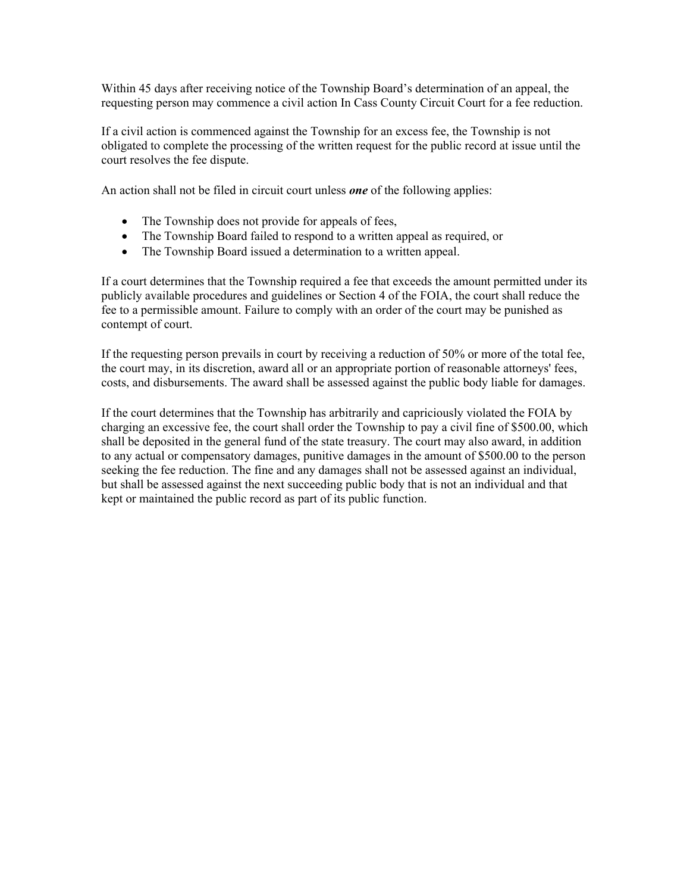Within 45 days after receiving notice of the Township Board's determination of an appeal, the requesting person may commence a civil action In Cass County Circuit Court for a fee reduction.

If a civil action is commenced against the Township for an excess fee, the Township is not obligated to complete the processing of the written request for the public record at issue until the court resolves the fee dispute.

An action shall not be filed in circuit court unless ***one*** of the following applies:

- The Township does not provide for appeals of fees,
- The Township Board failed to respond to a written appeal as required, or
- The Township Board issued a determination to a written appeal.

If a court determines that the Township required a fee that exceeds the amount permitted under its publicly available procedures and guidelines or Section 4 of the FOIA, the court shall reduce the fee to a permissible amount. Failure to comply with an order of the court may be punished as contempt of court.

If the requesting person prevails in court by receiving a reduction of 50% or more of the total fee, the court may, in its discretion, award all or an appropriate portion of reasonable attorneys' fees, costs, and disbursements. The award shall be assessed against the public body liable for damages.

If the court determines that the Township has arbitrarily and capriciously violated the FOIA by charging an excessive fee, the court shall order the Township to pay a civil fine of $500.00, which shall be deposited in the general fund of the state treasury. The court may also award, in addition to any actual or compensatory damages, punitive damages in the amount of $500.00 to the person seeking the fee reduction. The fine and any damages shall not be assessed against an individual, but shall be assessed against the next succeeding public body that is not an individual and that kept or maintained the public record as part of its public function.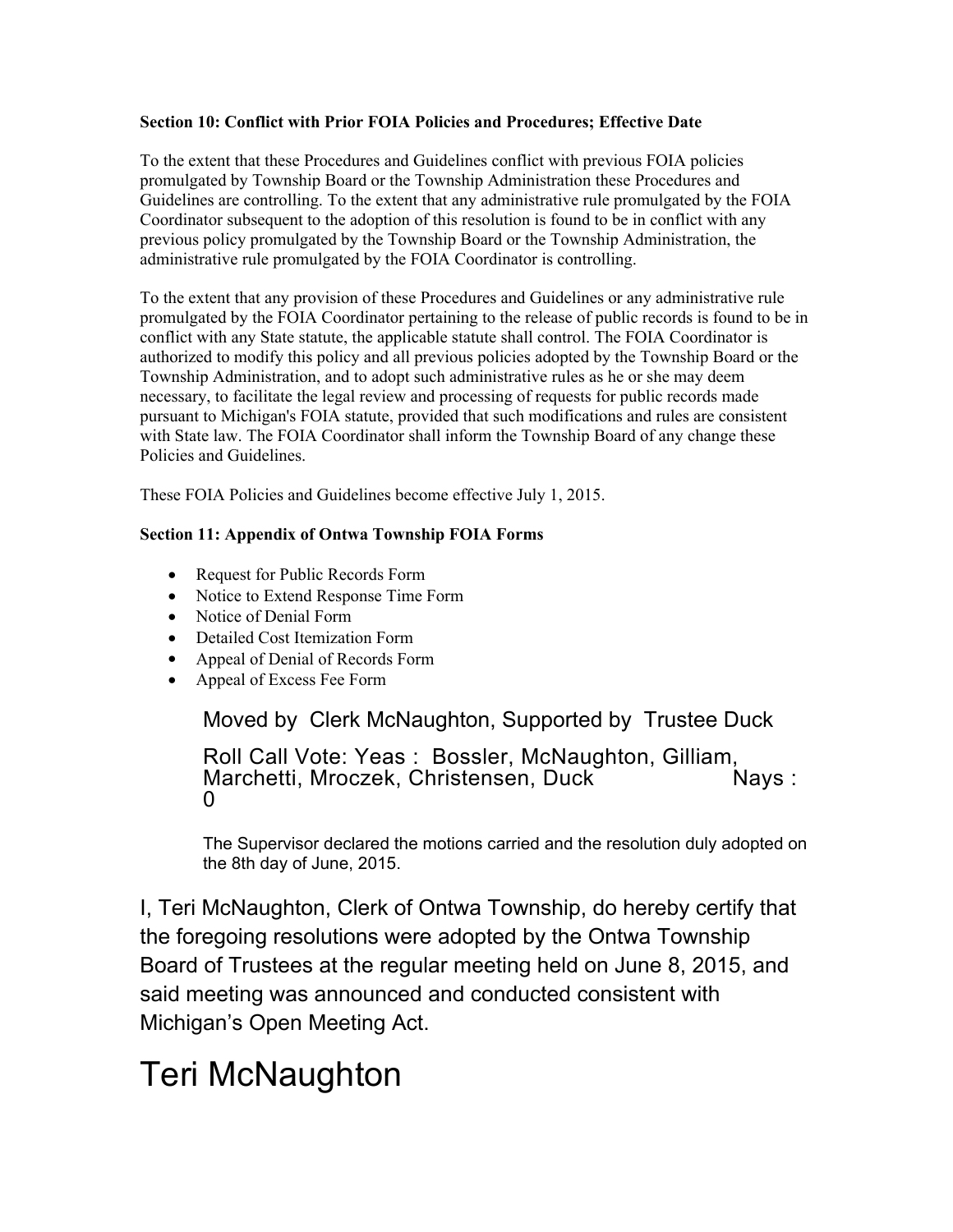**Section 10: Conflict with Prior FOIA Policies and Procedures; Effective Date**

To the extent that these Procedures and Guidelines conflict with previous FOIA policies promulgated by Township Board or the Township Administration these Procedures and Guidelines are controlling. To the extent that any administrative rule promulgated by the FOIA Coordinator subsequent to the adoption of this resolution is found to be in conflict with any previous policy promulgated by the Township Board or the Township Administration, the administrative rule promulgated by the FOIA Coordinator is controlling.

To the extent that any provision of these Procedures and Guidelines or any administrative rule promulgated by the FOIA Coordinator pertaining to the release of public records is found to be in conflict with any State statute, the applicable statute shall control. The FOIA Coordinator is authorized to modify this policy and all previous policies adopted by the Township Board or the Township Administration, and to adopt such administrative rules as he or she may deem necessary, to facilitate the legal review and processing of requests for public records made pursuant to Michigan's FOIA statute, provided that such modifications and rules are consistent with State law. The FOIA Coordinator shall inform the Township Board of any change these Policies and Guidelines.

These FOIA Policies and Guidelines become effective July 1, 2015.

**Section 11: Appendix of Ontwa Township FOIA Forms**

- Request for Public Records Form
- Notice to Extend Response Time Form
- Notice of Denial Form
- Detailed Cost Itemization Form
- Appeal of Denial of Records Form
- Appeal of Excess Fee Form

Moved by Clerk McNaughton, Supported by Trustee Duck

Roll Call Vote: Yeas : Bossler, McNaughton, Gilliam, Marchetti, Mroczek, Christensen, Duck Nays : 0

The Supervisor declared the motions carried and the resolution duly adopted on the 8th day of June, 2015.

I, Teri McNaughton, Clerk of Ontwa Township, do hereby certify that the foregoing resolutions were adopted by the Ontwa Township Board of Trustees at the regular meeting held on June 8, 2015, and said meeting was announced and conducted consistent with Michigan's Open Meeting Act.

Teri McNaughton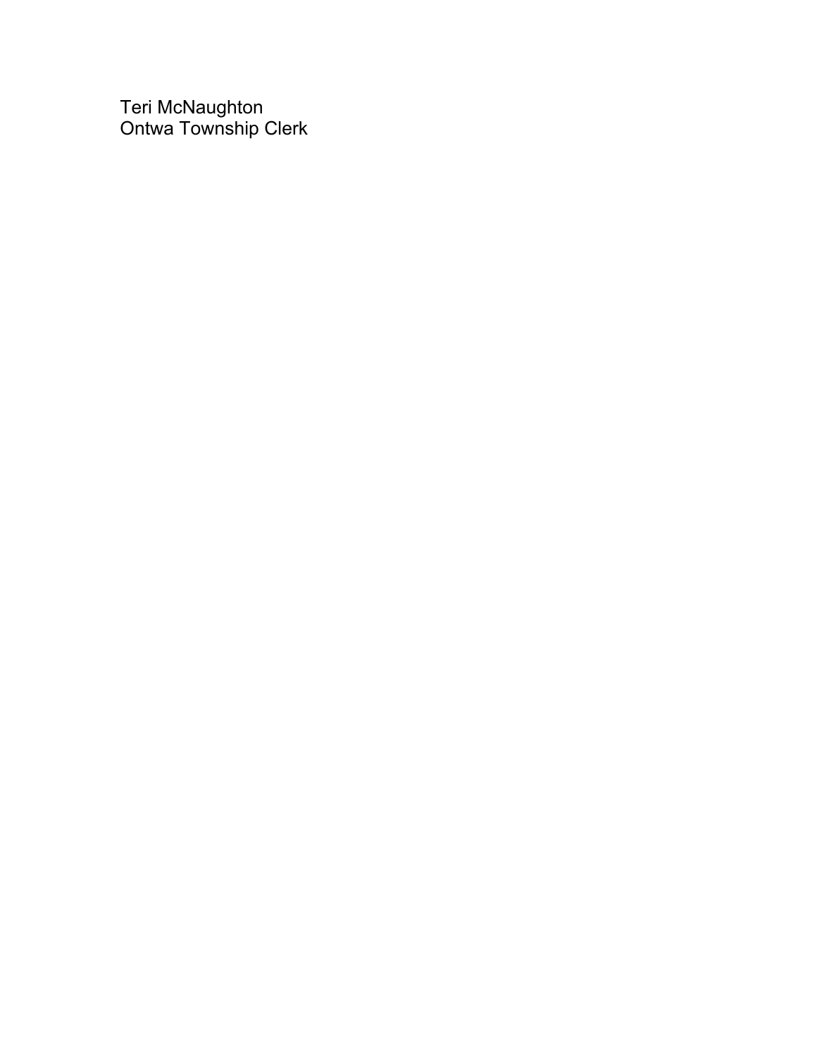Teri McNaughton
Ontwa Township Clerk